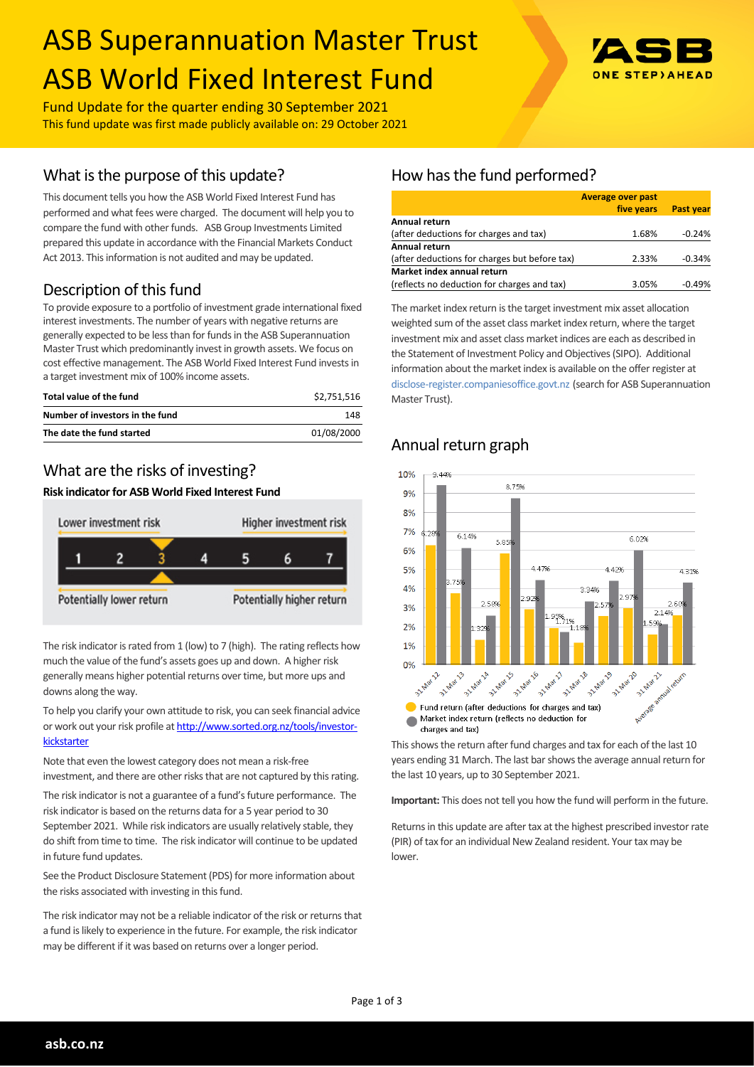# ASB Superannuation Master Trust
# ASB World Fixed Interest Fund

Fund Update for the quarter ending 30 September 2021

This fund update was first made publicly available on: 29 October 2021

## What is the purpose of this update?

This document tells you how the ASB World Fixed Interest Fund has performed and what fees were charged. The document will help you to compare the fund with other funds. ASB Group Investments Limited prepared this update in accordance with the Financial Markets Conduct Act 2013. This information is not audited and may be updated.

## Description of this fund

To provide exposure to a portfolio of investment grade international fixed interest investments. The number of years with negative returns are generally expected to be less than for funds in the ASB Superannuation Master Trust which predominantly invest in growth assets. We focus on cost effective management. The ASB World Fixed Interest Fund invests in a target investment mix of 100% income assets.

| | |
|---|---|
| **Total value of the fund** | $2,751,516 |
| **Number of investors in the fund** | 148 |
| **The date the fund started** | 01/08/2000 |

## What are the risks of investing?

**Risk indicator for ASB World Fixed Interest Fund**

| Lower investment risk | | | | | | Higher investment risk |
|---|---|---|---|---|---|---|
| 1 | 2 | **3** | 4 | 5 | 6 | 7 |
| Potentially lower return | | | | | | Potentially higher return |

The risk indicator is rated from 1 (low) to 7 (high). The rating reflects how much the value of the fund's assets goes up and down. A higher risk generally means higher potential returns over time, but more ups and downs along the way.

To help you clarify your own attitude to risk, you can seek financial advice or work out your risk profile at [http://www.sorted.org.nz/tools/investor-kickstarter](http://www.sorted.org.nz/tools/investor-kickstarter)

Note that even the lowest category does not mean a risk-free investment, and there are other risks that are not captured by this rating.

The risk indicator is not a guarantee of a fund's future performance. The risk indicator is based on the returns data for a 5 year period to 30 September 2021. While risk indicators are usually relatively stable, they do shift from time to time. The risk indicator will continue to be updated in future fund updates.

See the Product Disclosure Statement (PDS) for more information about the risks associated with investing in this fund.

The risk indicator may not be a reliable indicator of the risk or returns that a fund is likely to experience in the future. For example, the risk indicator may be different if it was based on returns over a longer period.

## How has the fund performed?

| | Average over past five years | Past year |
|---|---|---|
| **Annual return** (after deductions for charges and tax) | 1.68% | -0.24% |
| **Annual return** (after deductions for charges but before tax) | 2.33% | -0.34% |
| **Market index annual return** (reflects no deduction for charges and tax) | 3.05% | -0.49% |

The market index return is the target investment mix asset allocation weighted sum of the asset class market index return, where the target investment mix and asset class market indices are each as described in the Statement of Investment Policy and Objectives (SIPO). Additional information about the market index is available on the offer register at disclose-register.companiesoffice.govt.nz (search for ASB Superannuation Master Trust).

## Annual return graph

| | Fund return (after deductions for charges and tax) | Market index return (reflects no deduction for charges and tax) |
|---|---|---|
| 31 Mar 12 | 6.29% | 9.44% |
| 31 Mar 13 | 3.75% | 6.14% |
| 31 Mar 14 | 1.32% | 2.59% |
| 31 Mar 15 | 5.85% | 8.75% |
| 31 Mar 16 | 2.92% | 4.47% |
| 31 Mar 17 | 1.95% | 1.71% |
| 31 Mar 18 | 1.18% | 3.34% |
| 31 Mar 19 | 2.57% | 4.42% |
| 31 Mar 20 | 2.97% | 6.02% |
| 31 Mar 21 | 1.59% | 2.14% |
| Average annual return | 2.60% | 4.31% |

This shows the return after fund charges and tax for each of the last 10 years ending 31 March. The last bar shows the average annual return for the last 10 years, up to 30 September 2021.

**Important:** This does not tell you how the fund will perform in the future.

Returns in this update are after tax at the highest prescribed investor rate (PIR) of tax for an individual New Zealand resident. Your tax may be lower.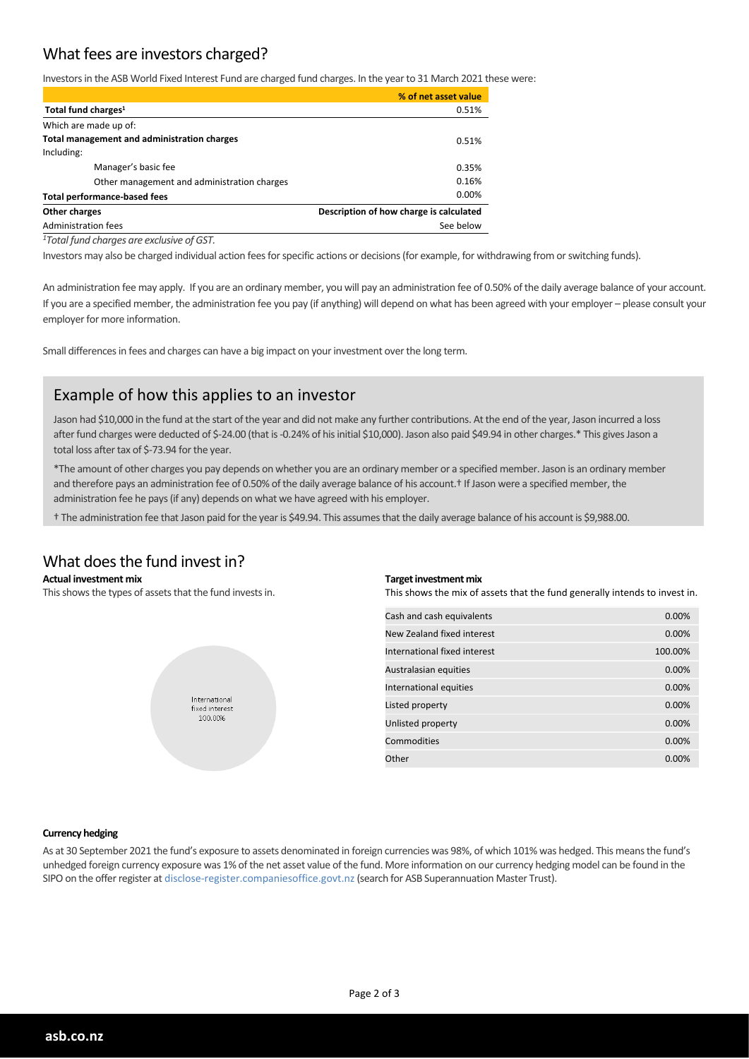## What fees are investors charged?

Investors in the ASB World Fixed Interest Fund are charged fund charges. In the year to 31 March 2021 these were:

| | % of net asset value |
|---|---|
| **Total fund charges**[1] | 0.51% |
| Which are made up of: | |
| **Total management and administration charges** | 0.51% |
| Including: | |
| Manager's basic fee | 0.35% |
| Other management and administration charges | 0.16% |
| **Total performance-based fees** | 0.00% |
| **Other charges** | **Description of how charge is calculated** |
| Administration fees | See below |

*[1]Total fund charges are exclusive of GST.*

Investors may also be charged individual action fees for specific actions or decisions (for example, for withdrawing from or switching funds).

An administration fee may apply. If you are an ordinary member, you will pay an administration fee of 0.50% of the daily average balance of your account. If you are a specified member, the administration fee you pay (if anything) will depend on what has been agreed with your employer – please consult your employer for more information.

Small differences in fees and charges can have a big impact on your investment over the long term.

## Example of how this applies to an investor

Jason had $10,000 in the fund at the start of the year and did not make any further contributions. At the end of the year, Jason incurred a loss after fund charges were deducted of $-24.00 (that is -0.24% of his initial $10,000). Jason also paid $49.94 in other charges.* This gives Jason a total loss after tax of $-73.94 for the year.

*The amount of other charges you pay depends on whether you are an ordinary member or a specified member. Jason is an ordinary member and therefore pays an administration fee of 0.50% of the daily average balance of his account.† If Jason were a specified member, the administration fee he pays (if any) depends on what we have agreed with his employer.

† The administration fee that Jason paid for the year is $49.94. This assumes that the daily average balance of his account is $9,988.00.

## What does the fund invest in?

**Actual investment mix**

This shows the types of assets that the fund invests in.

International fixed interest 100.00%

**Target investment mix**

This shows the mix of assets that the fund generally intends to invest in.

| Asset | % |
|---|---|
| Cash and cash equivalents | 0.00% |
| New Zealand fixed interest | 0.00% |
| International fixed interest | 100.00% |
| Australasian equities | 0.00% |
| International equities | 0.00% |
| Listed property | 0.00% |
| Unlisted property | 0.00% |
| Commodities | 0.00% |
| Other | 0.00% |

**Currency hedging**

As at 30 September 2021 the fund's exposure to assets denominated in foreign currencies was 98%, of which 101% was hedged. This means the fund's unhedged foreign currency exposure was 1% of the net asset value of the fund. More information on our currency hedging model can be found in the SIPO on the offer register at disclose-register.companiesoffice.govt.nz (search for ASB Superannuation Master Trust).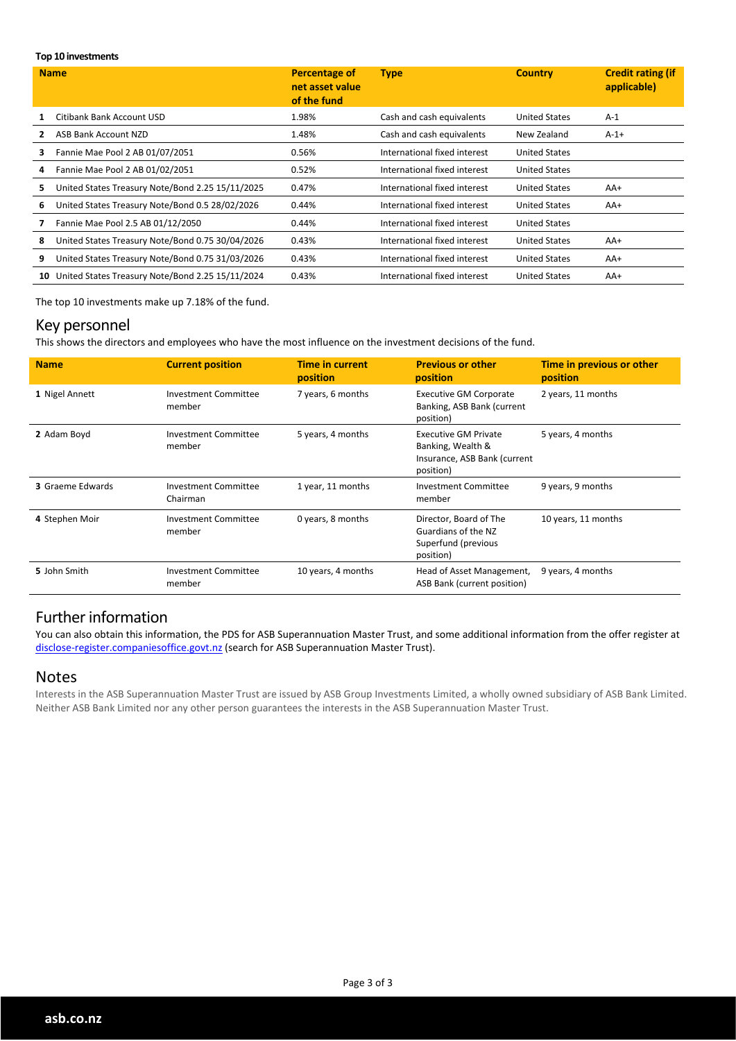**Top 10 investments**

| | Name | Percentage of net asset value of the fund | Type | Country | Credit rating (if applicable) |
|---|---|---|---|---|---|
| 1 | Citibank Bank Account USD | 1.98% | Cash and cash equivalents | United States | A-1 |
| 2 | ASB Bank Account NZD | 1.48% | Cash and cash equivalents | New Zealand | A-1+ |
| 3 | Fannie Mae Pool 2 AB 01/07/2051 | 0.56% | International fixed interest | United States | |
| 4 | Fannie Mae Pool 2 AB 01/02/2051 | 0.52% | International fixed interest | United States | |
| 5 | United States Treasury Note/Bond 2.25 15/11/2025 | 0.47% | International fixed interest | United States | AA+ |
| 6 | United States Treasury Note/Bond 0.5 28/02/2026 | 0.44% | International fixed interest | United States | AA+ |
| 7 | Fannie Mae Pool 2.5 AB 01/12/2050 | 0.44% | International fixed interest | United States | |
| 8 | United States Treasury Note/Bond 0.75 30/04/2026 | 0.43% | International fixed interest | United States | AA+ |
| 9 | United States Treasury Note/Bond 0.75 31/03/2026 | 0.43% | International fixed interest | United States | AA+ |
| 10 | United States Treasury Note/Bond 2.25 15/11/2024 | 0.43% | International fixed interest | United States | AA+ |

The top 10 investments make up 7.18% of the fund.

## Key personnel

This shows the directors and employees who have the most influence on the investment decisions of the fund.

| Name | Current position | Time in current position | Previous or other position | Time in previous or other position |
|---|---|---|---|---|
| 1 Nigel Annett | Investment Committee member | 7 years, 6 months | Executive GM Corporate Banking, ASB Bank (current position) | 2 years, 11 months |
| 2 Adam Boyd | Investment Committee member | 5 years, 4 months | Executive GM Private Banking, Wealth & Insurance, ASB Bank (current position) | 5 years, 4 months |
| 3 Graeme Edwards | Investment Committee Chairman | 1 year, 11 months | Investment Committee member | 9 years, 9 months |
| 4 Stephen Moir | Investment Committee member | 0 years, 8 months | Director, Board of The Guardians of the NZ Superfund (previous position) | 10 years, 11 months |
| 5 John Smith | Investment Committee member | 10 years, 4 months | Head of Asset Management, ASB Bank (current position) | 9 years, 4 months |

## Further information

You can also obtain this information, the PDS for ASB Superannuation Master Trust, and some additional information from the offer register at disclose-register.companiesoffice.govt.nz (search for ASB Superannuation Master Trust).

## Notes

Interests in the ASB Superannuation Master Trust are issued by ASB Group Investments Limited, a wholly owned subsidiary of ASB Bank Limited. Neither ASB Bank Limited nor any other person guarantees the interests in the ASB Superannuation Master Trust.